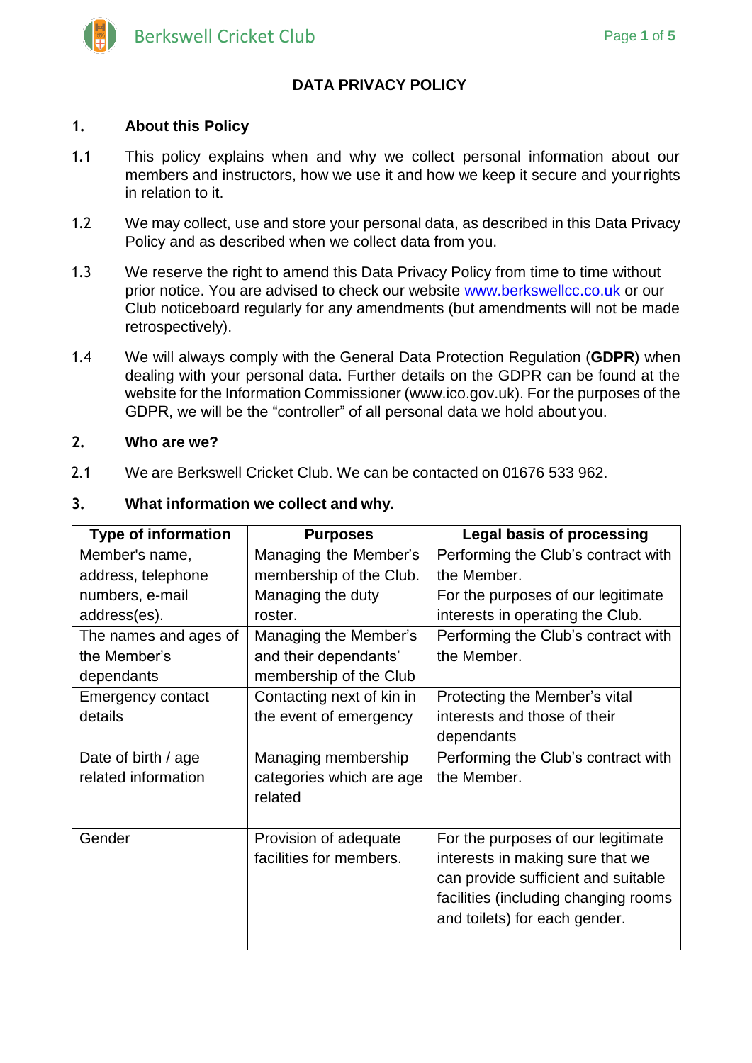# DATA PRIVACY POLICY

## 1. About this Policy

1.1 This policy explains when and why we collect personal information about our members and instructors, how we use it and how we keep it secure and your rights in relation to it.

1.2 We may collect, use and store your personal data, as described in this Data Privacy Policy and as described when we collect data from you.

1.3 We reserve the right to amend this Data Privacy Policy from time to time without prior notice. You are advised to check our website www.berkswellcc.co.uk or our Club noticeboard regularly for any amendments (but amendments will not be made retrospectively).

1.4 We will always comply with the General Data Protection Regulation (**GDPR**) when dealing with your personal data. Further details on the GDPR can be found at the website for the Information Commissioner (www.ico.gov.uk). For the purposes of the GDPR, we will be the "controller" of all personal data we hold about you.

## 2. Who are we?

2.1 We are Berkswell Cricket Club. We can be contacted on 01676 533 962.

## 3. What information we collect and why.

| Type of information | Purposes | Legal basis of processing |
|---|---|---|
| Member's name, address, telephone numbers, e-mail address(es). | Managing the Member's membership of the Club. Managing the duty roster. | Performing the Club's contract with the Member. For the purposes of our legitimate interests in operating the Club. |
| The names and ages of the Member's dependants | Managing the Member's and their dependants' membership of the Club | Performing the Club's contract with the Member. |
| Emergency contact details | Contacting next of kin in the event of emergency | Protecting the Member's vital interests and those of their dependants |
| Date of birth / age related information | Managing membership categories which are age related | Performing the Club's contract with the Member. |
| Gender | Provision of adequate facilities for members. | For the purposes of our legitimate interests in making sure that we can provide sufficient and suitable facilities (including changing rooms and toilets) for each gender. |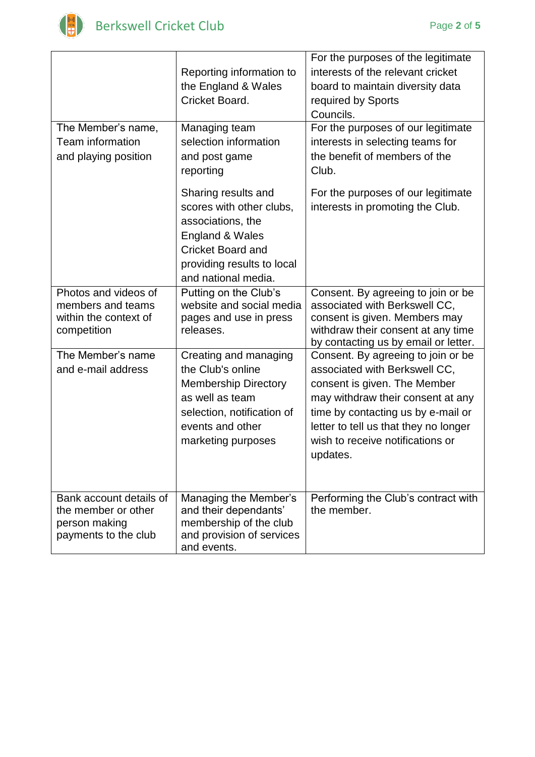| | | |
|---|---|---|
| | Reporting information to the England & Wales Cricket Board. | For the purposes of the legitimate interests of the relevant cricket board to maintain diversity data required by Sports Councils. |
| The Member's name, Team information and playing position | Managing team selection information and post game reporting<br><br>Sharing results and scores with other clubs, associations, the England & Wales Cricket Board and providing results to local and national media. | For the purposes of our legitimate interests in selecting teams for the benefit of members of the Club.<br><br>For the purposes of our legitimate interests in promoting the Club. |
| Photos and videos of members and teams within the context of competition | Putting on the Club's website and social media pages and use in press releases. | Consent. By agreeing to join or be associated with Berkswell CC, consent is given. Members may withdraw their consent at any time by contacting us by email or letter. |
| The Member's name and e-mail address | Creating and managing the Club's online Membership Directory as well as team selection, notification of events and other marketing purposes | Consent. By agreeing to join or be associated with Berkswell CC, consent is given. The Member may withdraw their consent at any time by contacting us by e-mail or letter to tell us that they no longer wish to receive notifications or updates. |
| Bank account details of the member or other person making payments to the club | Managing the Member's and their dependants' membership of the club and provision of services and events. | Performing the Club's contract with the member. |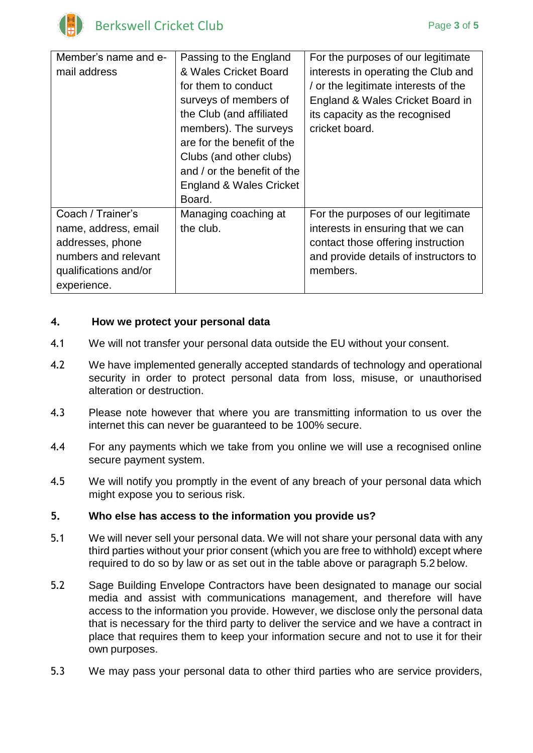| Member's name and e-mail address | Passing to the England & Wales Cricket Board for them to conduct surveys of members of the Club (and affiliated members). The surveys are for the benefit of the Clubs (and other clubs) and / or the benefit of the England & Wales Cricket Board. | For the purposes of our legitimate interests in operating the Club and / or the legitimate interests of the England & Wales Cricket Board in its capacity as the recognised cricket board. |
|---|---|---|
| Coach / Trainer's name, address, email addresses, phone numbers and relevant qualifications and/or experience. | Managing coaching at the club. | For the purposes of our legitimate interests in ensuring that we can contact those offering instruction and provide details of instructors to members. |

## 4. How we protect your personal data

4.1 We will not transfer your personal data outside the EU without your consent.

4.2 We have implemented generally accepted standards of technology and operational security in order to protect personal data from loss, misuse, or unauthorised alteration or destruction.

4.3 Please note however that where you are transmitting information to us over the internet this can never be guaranteed to be 100% secure.

4.4 For any payments which we take from you online we will use a recognised online secure payment system.

4.5 We will notify you promptly in the event of any breach of your personal data which might expose you to serious risk.

## 5. Who else has access to the information you provide us?

5.1 We will never sell your personal data. We will not share your personal data with any third parties without your prior consent (which you are free to withhold) except where required to do so by law or as set out in the table above or paragraph 5.2 below.

5.2 Sage Building Envelope Contractors have been designated to manage our social media and assist with communications management, and therefore will have access to the information you provide. However, we disclose only the personal data that is necessary for the third party to deliver the service and we have a contract in place that requires them to keep your information secure and not to use it for their own purposes.

5.3 We may pass your personal data to other third parties who are service providers,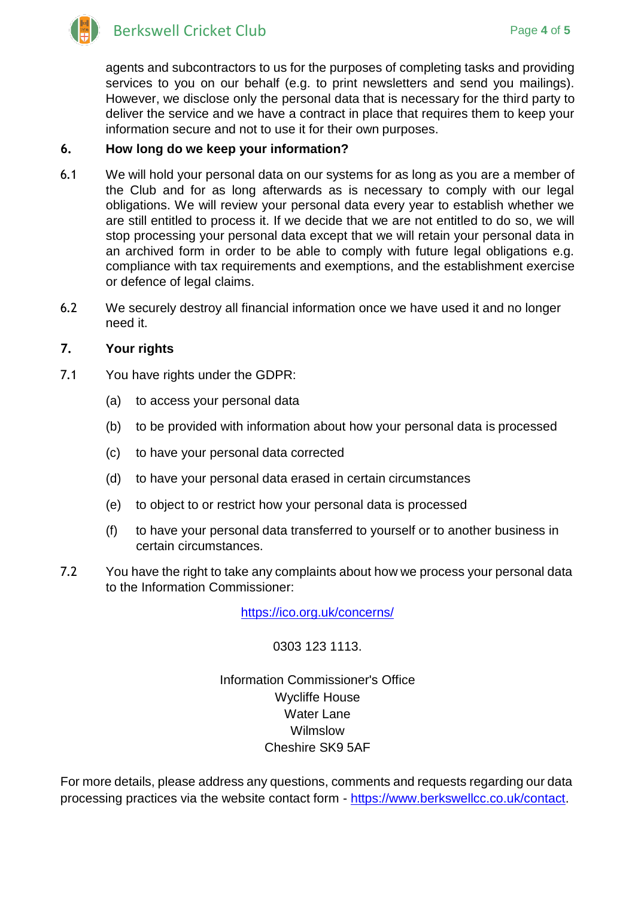agents and subcontractors to us for the purposes of completing tasks and providing services to you on our behalf (e.g. to print newsletters and send you mailings). However, we disclose only the personal data that is necessary for the third party to deliver the service and we have a contract in place that requires them to keep your information secure and not to use it for their own purposes.

## 6. How long do we keep your information?

6.1 We will hold your personal data on our systems for as long as you are a member of the Club and for as long afterwards as is necessary to comply with our legal obligations. We will review your personal data every year to establish whether we are still entitled to process it. If we decide that we are not entitled to do so, we will stop processing your personal data except that we will retain your personal data in an archived form in order to be able to comply with future legal obligations e.g. compliance with tax requirements and exemptions, and the establishment exercise or defence of legal claims.

6.2 We securely destroy all financial information once we have used it and no longer need it.

## 7. Your rights

7.1 You have rights under the GDPR:

(a) to access your personal data

(b) to be provided with information about how your personal data is processed

(c) to have your personal data corrected

(d) to have your personal data erased in certain circumstances

(e) to object to or restrict how your personal data is processed

(f) to have your personal data transferred to yourself or to another business in certain circumstances.

7.2 You have the right to take any complaints about how we process your personal data to the Information Commissioner:

https://ico.org.uk/concerns/

0303 123 1113.

Information Commissioner's Office
Wycliffe House
Water Lane
Wilmslow
Cheshire SK9 5AF

For more details, please address any questions, comments and requests regarding our data processing practices via the website contact form - https://www.berkswellcc.co.uk/contact.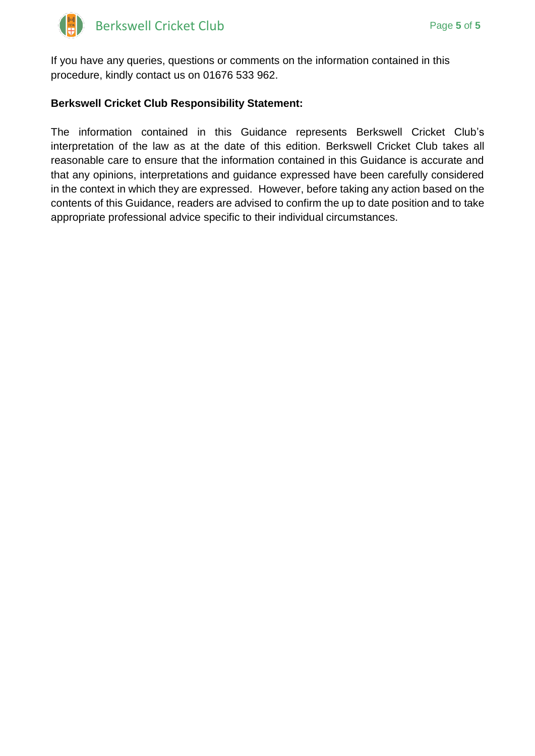If you have any queries, questions or comments on the information contained in this procedure, kindly contact us on 01676 533 962.

**Berkswell Cricket Club Responsibility Statement:**

The information contained in this Guidance represents Berkswell Cricket Club's interpretation of the law as at the date of this edition. Berkswell Cricket Club takes all reasonable care to ensure that the information contained in this Guidance is accurate and that any opinions, interpretations and guidance expressed have been carefully considered in the context in which they are expressed. However, before taking any action based on the contents of this Guidance, readers are advised to confirm the up to date position and to take appropriate professional advice specific to their individual circumstances.